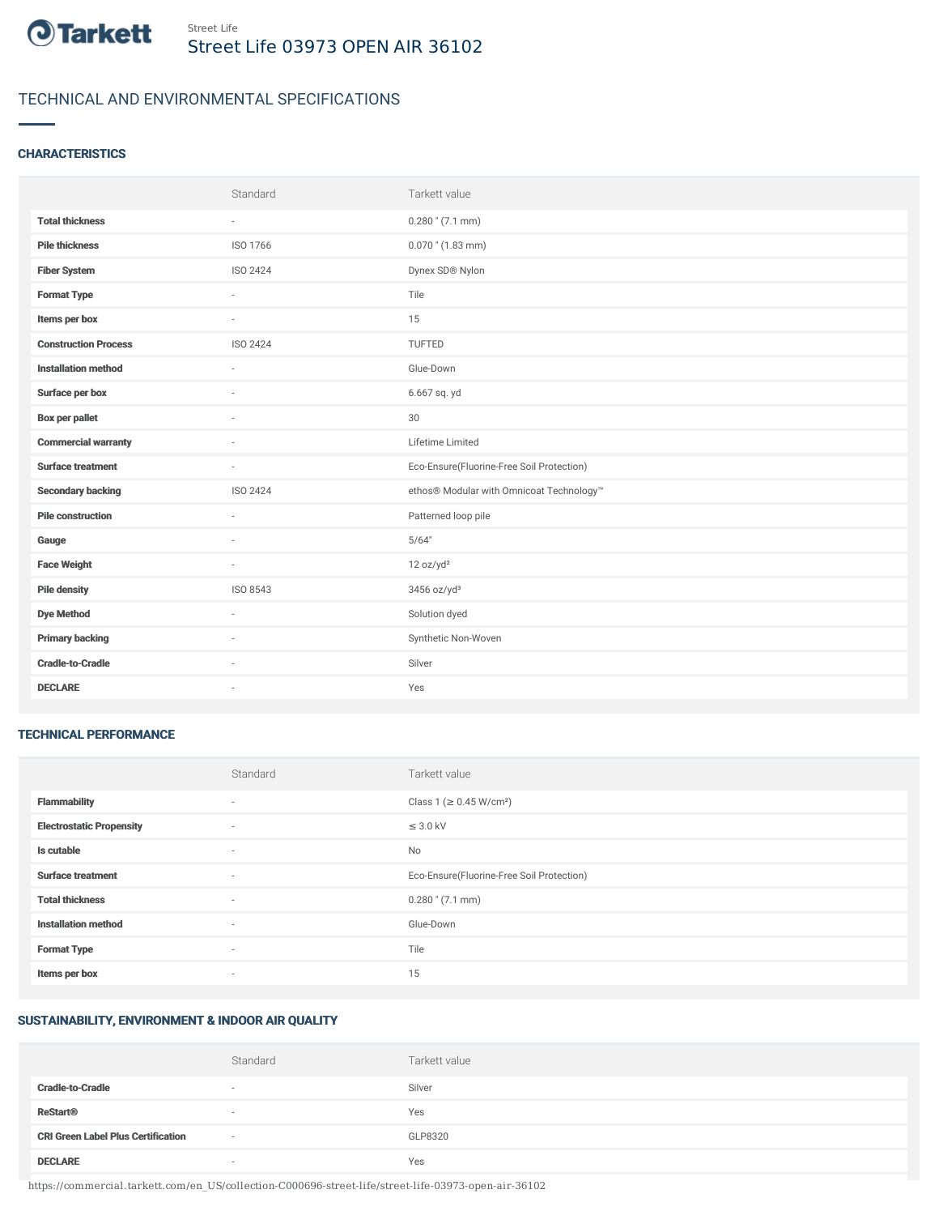Street Life

# Street Life 03973 OPEN AIR 36102

## TECHNICAL AND ENVIRONMENTAL SPECIFICATIONS

### CHARACTERISTICS

| | Standard | Tarkett value |
|---|---|---|
| **Total thickness** | - | 0.280 " (7.1 mm) |
| **Pile thickness** | ISO 1766 | 0.070 " (1.83 mm) |
| **Fiber System** | ISO 2424 | Dynex SD® Nylon |
| **Format Type** | - | Tile |
| **Items per box** | - | 15 |
| **Construction Process** | ISO 2424 | TUFTED |
| **Installation method** | - | Glue-Down |
| **Surface per box** | - | 6.667 sq. yd |
| **Box per pallet** | - | 30 |
| **Commercial warranty** | - | Lifetime Limited |
| **Surface treatment** | - | Eco-Ensure(Fluorine-Free Soil Protection) |
| **Secondary backing** | ISO 2424 | ethos® Modular with Omnicoat Technology™ |
| **Pile construction** | - | Patterned loop pile |
| **Gauge** | - | 5/64" |
| **Face Weight** | - | 12 oz/yd² |
| **Pile density** | ISO 8543 | 3456 oz/yd³ |
| **Dye Method** | - | Solution dyed |
| **Primary backing** | - | Synthetic Non-Woven |
| **Cradle-to-Cradle** | - | Silver |
| **DECLARE** | - | Yes |

### TECHNICAL PERFORMANCE

| | Standard | Tarkett value |
|---|---|---|
| **Flammability** | - | Class 1 (≥ 0.45 W/cm²) |
| **Electrostatic Propensity** | - | ≤ 3.0 kV |
| **Is cutable** | - | No |
| **Surface treatment** | - | Eco-Ensure(Fluorine-Free Soil Protection) |
| **Total thickness** | - | 0.280 " (7.1 mm) |
| **Installation method** | - | Glue-Down |
| **Format Type** | - | Tile |
| **Items per box** | - | 15 |

### SUSTAINABILITY, ENVIRONMENT & INDOOR AIR QUALITY

| | Standard | Tarkett value |
|---|---|---|
| **Cradle-to-Cradle** | - | Silver |
| **ReStart®** | - | Yes |
| **CRI Green Label Plus Certification** | - | GLP8320 |
| **DECLARE** | - | Yes |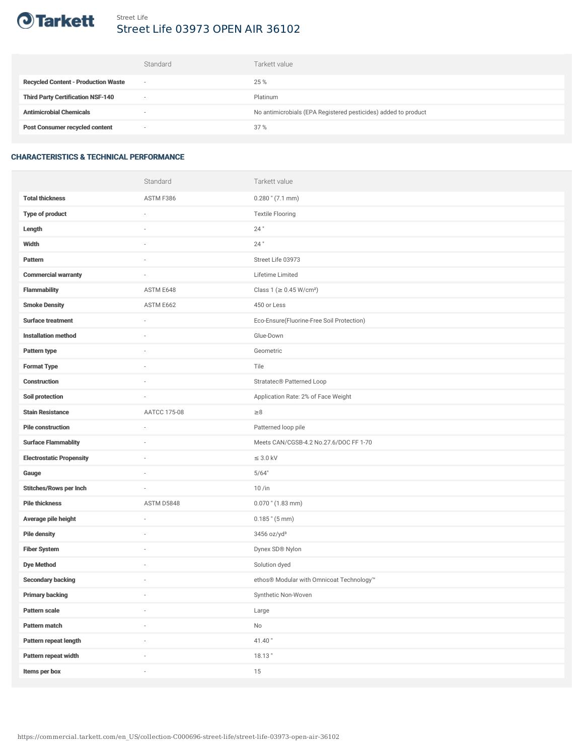Street Life

# Street Life 03973 OPEN AIR 36102

| | Standard | Tarkett value |
|---|---|---|
| **Recycled Content - Production Waste** | - | 25 % |
| **Third Party Certification NSF-140** | - | Platinum |
| **Antimicrobial Chemicals** | - | No antimicrobials (EPA Registered pesticides) added to product |
| **Post Consumer recycled content** | - | 37 % |

## CHARACTERISTICS & TECHNICAL PERFORMANCE

| | Standard | Tarkett value |
|---|---|---|
| **Total thickness** | ASTM F386 | 0.280 " (7.1 mm) |
| **Type of product** | - | Textile Flooring |
| **Length** | - | 24 " |
| **Width** | - | 24 " |
| **Pattern** | - | Street Life 03973 |
| **Commercial warranty** | - | Lifetime Limited |
| **Flammability** | ASTM E648 | Class 1 (≥ 0.45 W/cm²) |
| **Smoke Density** | ASTM E662 | 450 or Less |
| **Surface treatment** | - | Eco-Ensure(Fluorine-Free Soil Protection) |
| **Installation method** | - | Glue-Down |
| **Pattern type** | - | Geometric |
| **Format Type** | - | Tile |
| **Construction** | - | Stratatec® Patterned Loop |
| **Soil protection** | - | Application Rate: 2% of Face Weight |
| **Stain Resistance** | AATCC 175-08 | ≥8 |
| **Pile construction** | - | Patterned loop pile |
| **Surface Flammablity** | - | Meets CAN/CGSB-4.2 No.27.6/DOC FF 1-70 |
| **Electrostatic Propensity** | - | ≤ 3.0 kV |
| **Gauge** | - | 5/64" |
| **Stitches/Rows per Inch** | - | 10 /in |
| **Pile thickness** | ASTM D5848 | 0.070 " (1.83 mm) |
| **Average pile height** | - | 0.185 " (5 mm) |
| **Pile density** | - | 3456 oz/yd³ |
| **Fiber System** | - | Dynex SD® Nylon |
| **Dye Method** | - | Solution dyed |
| **Secondary backing** | - | ethos® Modular with Omnicoat Technology™ |
| **Primary backing** | - | Synthetic Non-Woven |
| **Pattern scale** | - | Large |
| **Pattern match** | - | No |
| **Pattern repeat length** | - | 41.40 " |
| **Pattern repeat width** | - | 18.13 " |
| **Items per box** | - | 15 |

https://commercial.tarkett.com/en_US/collection-C000696-street-life/street-life-03973-open-air-36102